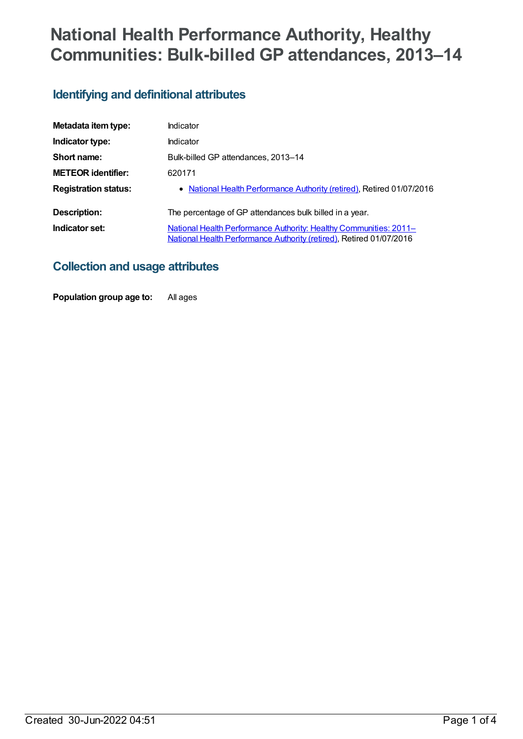# National Health Performance Authority, Healthy Communities: Bulk-billed GP attendances, 2013–14

## Identifying and definitional attributes

| | |
|---|---|
| **Metadata item type:** | Indicator |
| **Indicator type:** | Indicator |
| **Short name:** | Bulk-billed GP attendances, 2013–14 |
| **METEOR identifier:** | 620171 |
| **Registration status:** | • National Health Performance Authority (retired), Retired 01/07/2016 |
| **Description:** | The percentage of GP attendances bulk billed in a year. |
| **Indicator set:** | National Health Performance Authority: Healthy Communities: 2011– National Health Performance Authority (retired), Retired 01/07/2016 |

## Collection and usage attributes

| | |
|---|---|
| **Population group age to:** | All ages |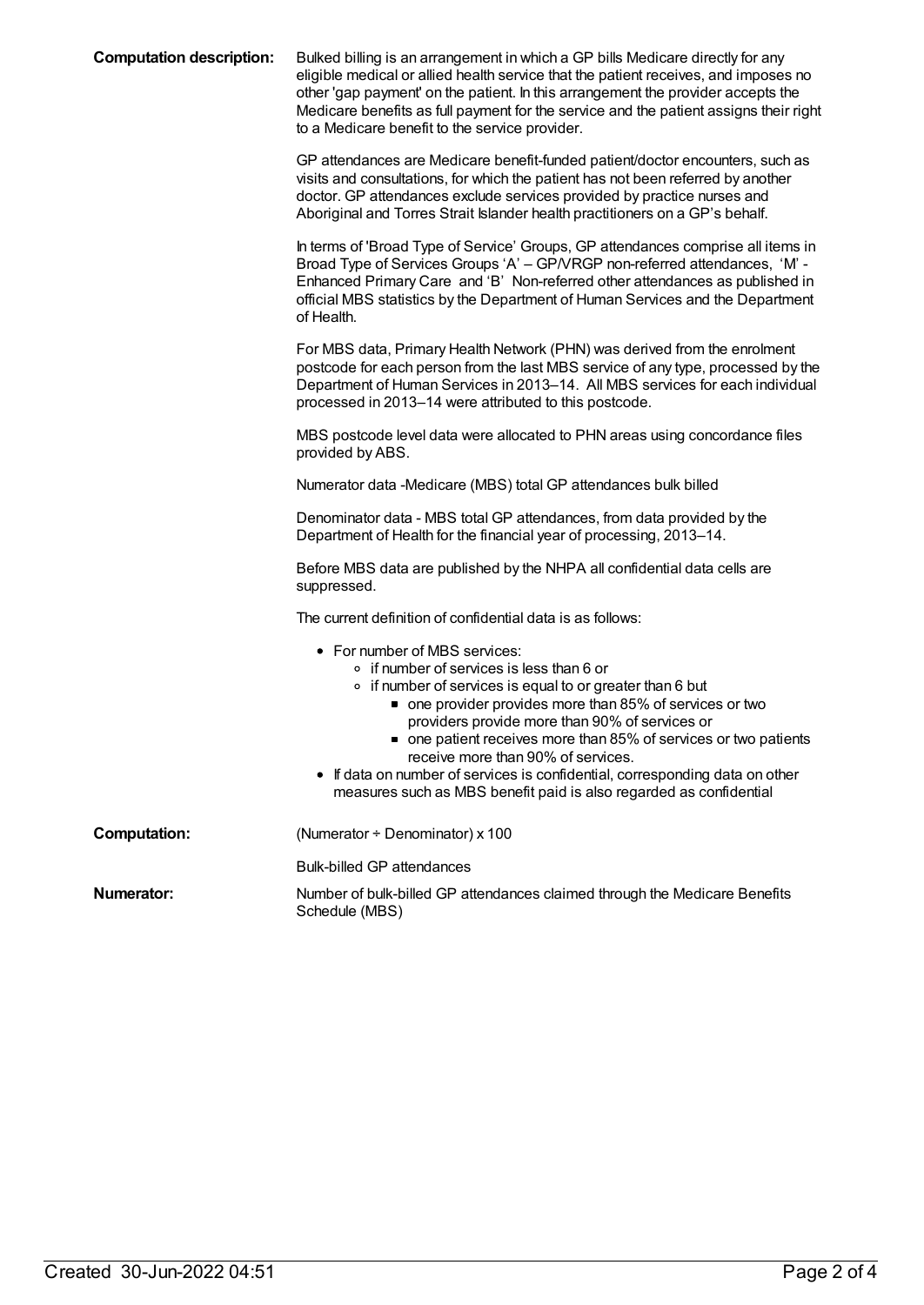**Computation description:** Bulked billing is an arrangement in which a GP bills Medicare directly for any eligible medical or allied health service that the patient receives, and imposes no other 'gap payment' on the patient. In this arrangement the provider accepts the Medicare benefits as full payment for the service and the patient assigns their right to a Medicare benefit to the service provider.

GP attendances are Medicare benefit-funded patient/doctor encounters, such as visits and consultations, for which the patient has not been referred by another doctor. GP attendances exclude services provided by practice nurses and Aboriginal and Torres Strait Islander health practitioners on a GP's behalf.

In terms of 'Broad Type of Service' Groups, GP attendances comprise all items in Broad Type of Services Groups 'A' – GP/VRGP non-referred attendances, 'M' - Enhanced Primary Care and 'B' Non-referred other attendances as published in official MBS statistics by the Department of Human Services and the Department of Health.

For MBS data, Primary Health Network (PHN) was derived from the enrolment postcode for each person from the last MBS service of any type, processed by the Department of Human Services in 2013–14. All MBS services for each individual processed in 2013–14 were attributed to this postcode.

MBS postcode level data were allocated to PHN areas using concordance files provided by ABS.

Numerator data -Medicare (MBS) total GP attendances bulk billed

Denominator data - MBS total GP attendances, from data provided by the Department of Health for the financial year of processing, 2013–14.

Before MBS data are published by the NHPA all confidential data cells are suppressed.

The current definition of confidential data is as follows:

- For number of MBS services:
  - if number of services is less than 6 or
  - if number of services is equal to or greater than 6 but
    - one provider provides more than 85% of services or two providers provide more than 90% of services or
    - one patient receives more than 85% of services or two patients receive more than 90% of services.
- If data on number of services is confidential, corresponding data on other measures such as MBS benefit paid is also regarded as confidential

**Computation:** (Numerator ÷ Denominator) x 100

Bulk-billed GP attendances

**Numerator:** Number of bulk-billed GP attendances claimed through the Medicare Benefits Schedule (MBS)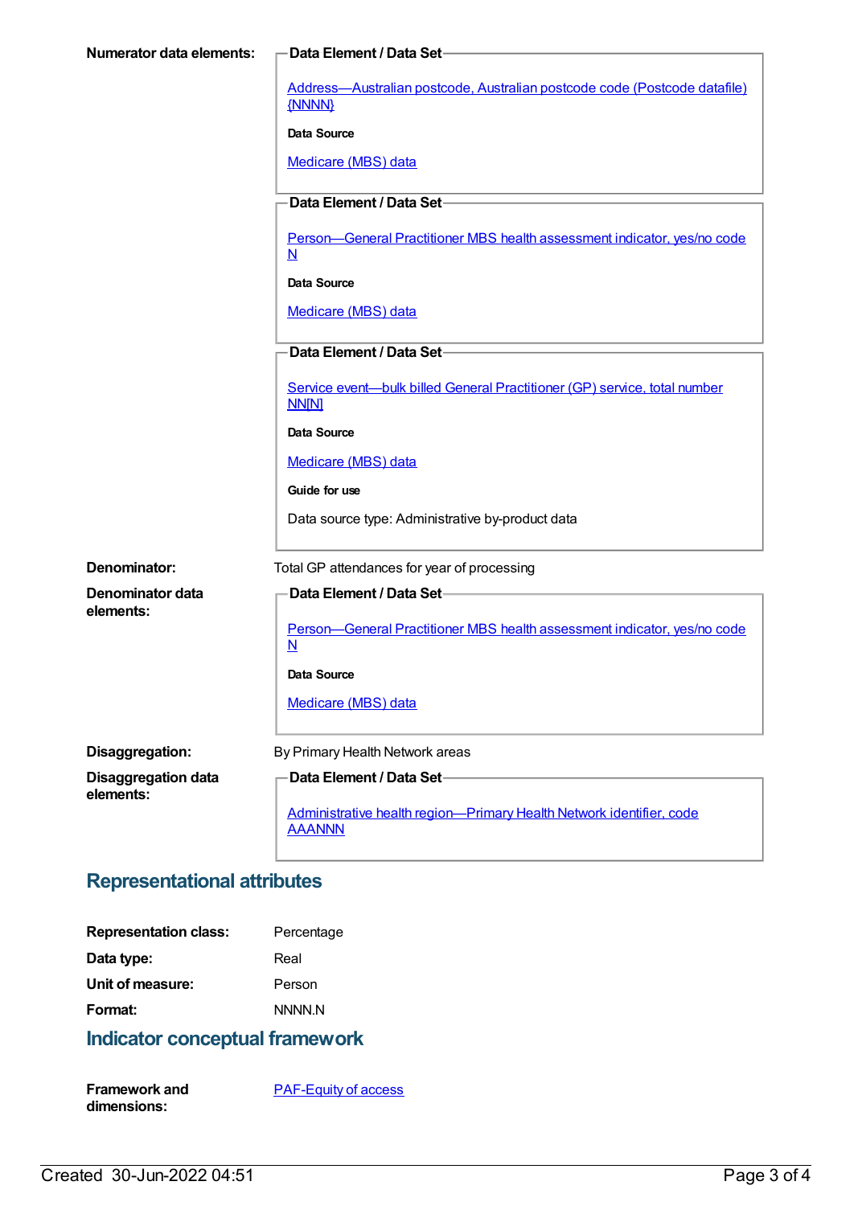**Numerator data elements:**

**Data Element / Data Set**

Address—Australian postcode, Australian postcode code (Postcode datafile) {NNNN}

**Data Source**

Medicare (MBS) data

**Data Element / Data Set**

Person—General Practitioner MBS health assessment indicator, yes/no code N

**Data Source**

Medicare (MBS) data

**Data Element / Data Set**

Service event—bulk billed General Practitioner (GP) service, total number NN[N]

**Data Source**

Medicare (MBS) data

**Guide for use**

Data source type: Administrative by-product data

**Denominator:** Total GP attendances for year of processing

**Denominator data elements:**

**Data Element / Data Set**

Person—General Practitioner MBS health assessment indicator, yes/no code N

**Data Source**

Medicare (MBS) data

**Disaggregation:** By Primary Health Network areas

**Disaggregation data elements:**

**Data Element / Data Set**

Administrative health region—Primary Health Network identifier, code AAANNN

## Representational attributes

**Representation class:** Percentage

**Data type:** Real

**Unit of measure:** Person

**Format:** NNNN.N

## Indicator conceptual framework

**Framework and dimensions:** PAF-Equity of access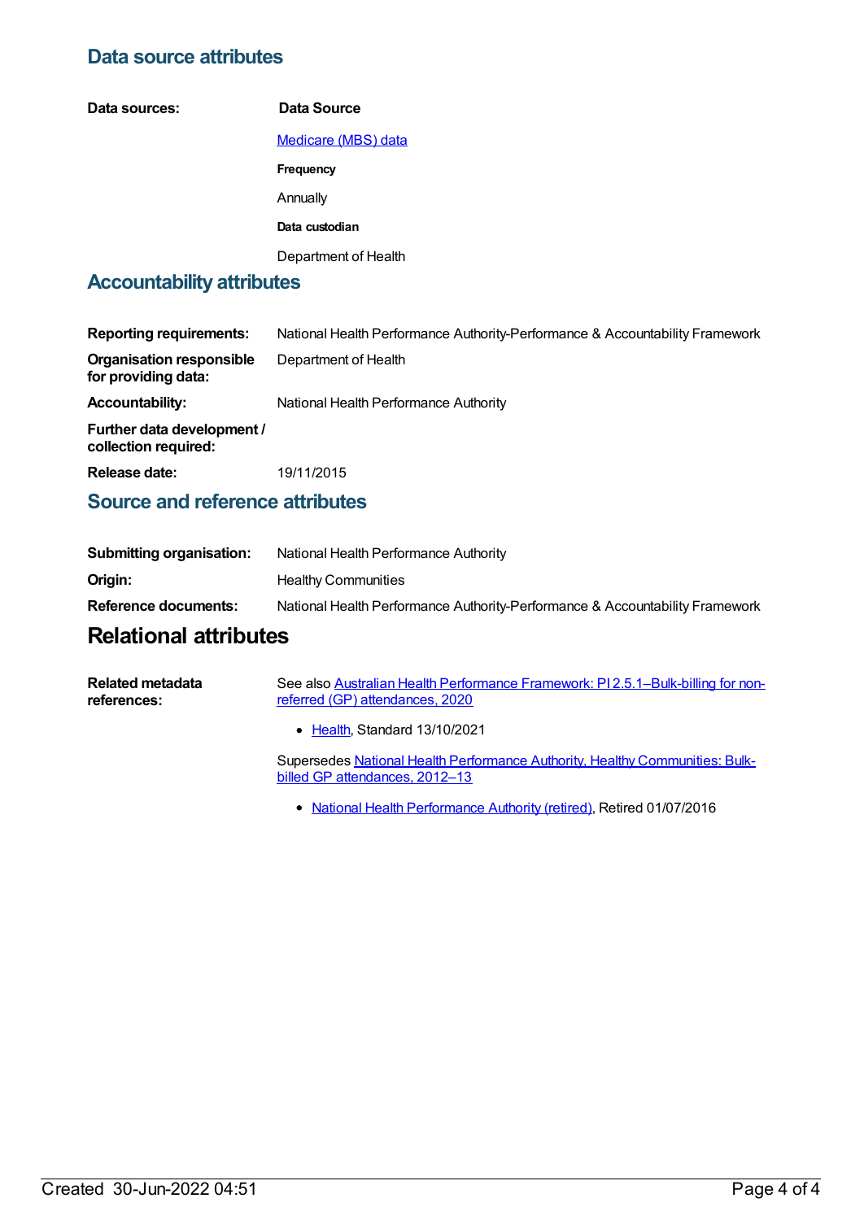## Data source attributes

**Data sources:**

**Data Source**

Medicare (MBS) data

**Frequency**

Annually

**Data custodian**

Department of Health

## Accountability attributes

**Reporting requirements:** National Health Performance Authority-Performance & Accountability Framework

**Organisation responsible for providing data:** Department of Health

**Accountability:** National Health Performance Authority

**Further data development / collection required:**

**Release date:** 19/11/2015

## Source and reference attributes

**Submitting organisation:** National Health Performance Authority

**Origin:** Healthy Communities

**Reference documents:** National Health Performance Authority-Performance & Accountability Framework

# Relational attributes

**Related metadata references:**

See also Australian Health Performance Framework: PI 2.5.1–Bulk-billing for non-referred (GP) attendances, 2020

- Health, Standard 13/10/2021

Supersedes National Health Performance Authority, Healthy Communities: Bulk-billed GP attendances, 2012–13

- National Health Performance Authority (retired), Retired 01/07/2016